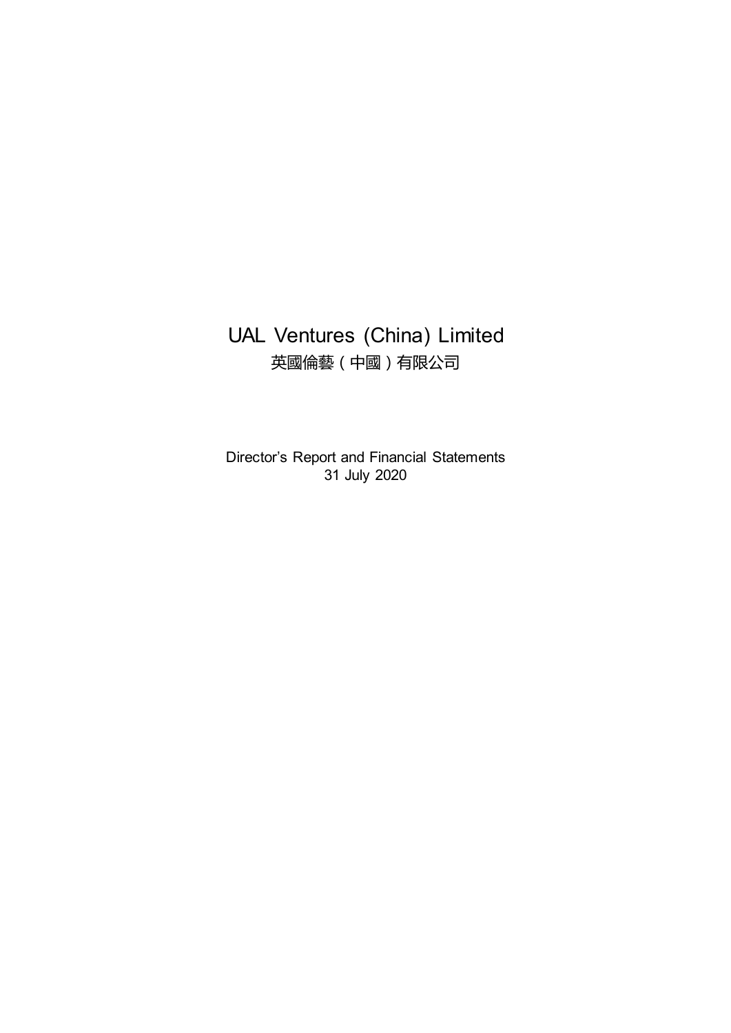# UAL Ventures (China) Limited

## 英國倫藝（中國）有限公司

Director's Report and Financial Statements
31 July 2020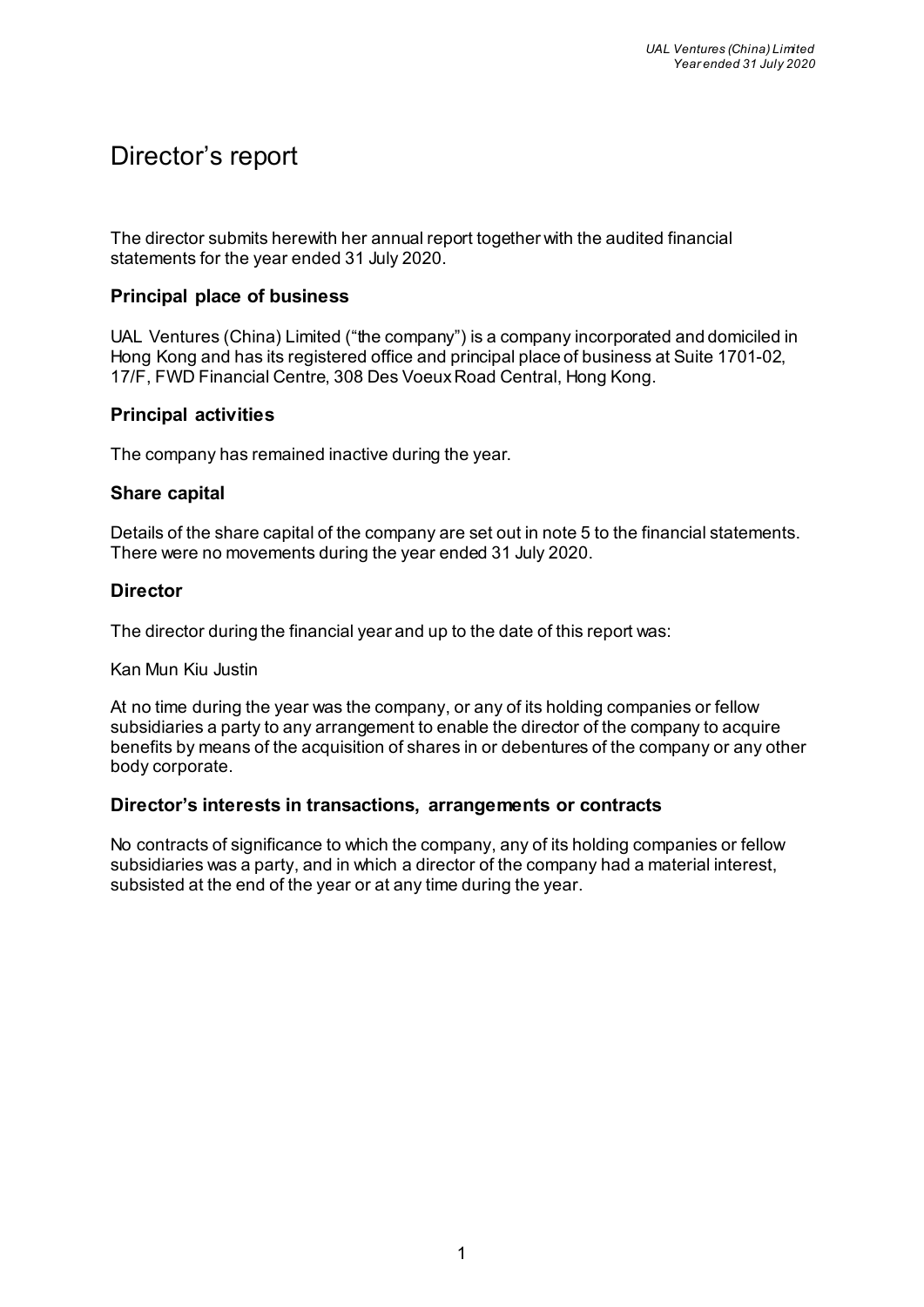# Director's report

The director submits herewith her annual report together with the audited financial statements for the year ended 31 July 2020.

## Principal place of business

UAL Ventures (China) Limited ("the company") is a company incorporated and domiciled in Hong Kong and has its registered office and principal place of business at Suite 1701-02, 17/F, FWD Financial Centre, 308 Des Voeux Road Central, Hong Kong.

## Principal activities

The company has remained inactive during the year.

## Share capital

Details of the share capital of the company are set out in note 5 to the financial statements. There were no movements during the year ended 31 July 2020.

## Director

The director during the financial year and up to the date of this report was:

Kan Mun Kiu Justin

At no time during the year was the company, or any of its holding companies or fellow subsidiaries a party to any arrangement to enable the director of the company to acquire benefits by means of the acquisition of shares in or debentures of the company or any other body corporate.

## Director's interests in transactions, arrangements or contracts

No contracts of significance to which the company, any of its holding companies or fellow subsidiaries was a party, and in which a director of the company had a material interest, subsisted at the end of the year or at any time during the year.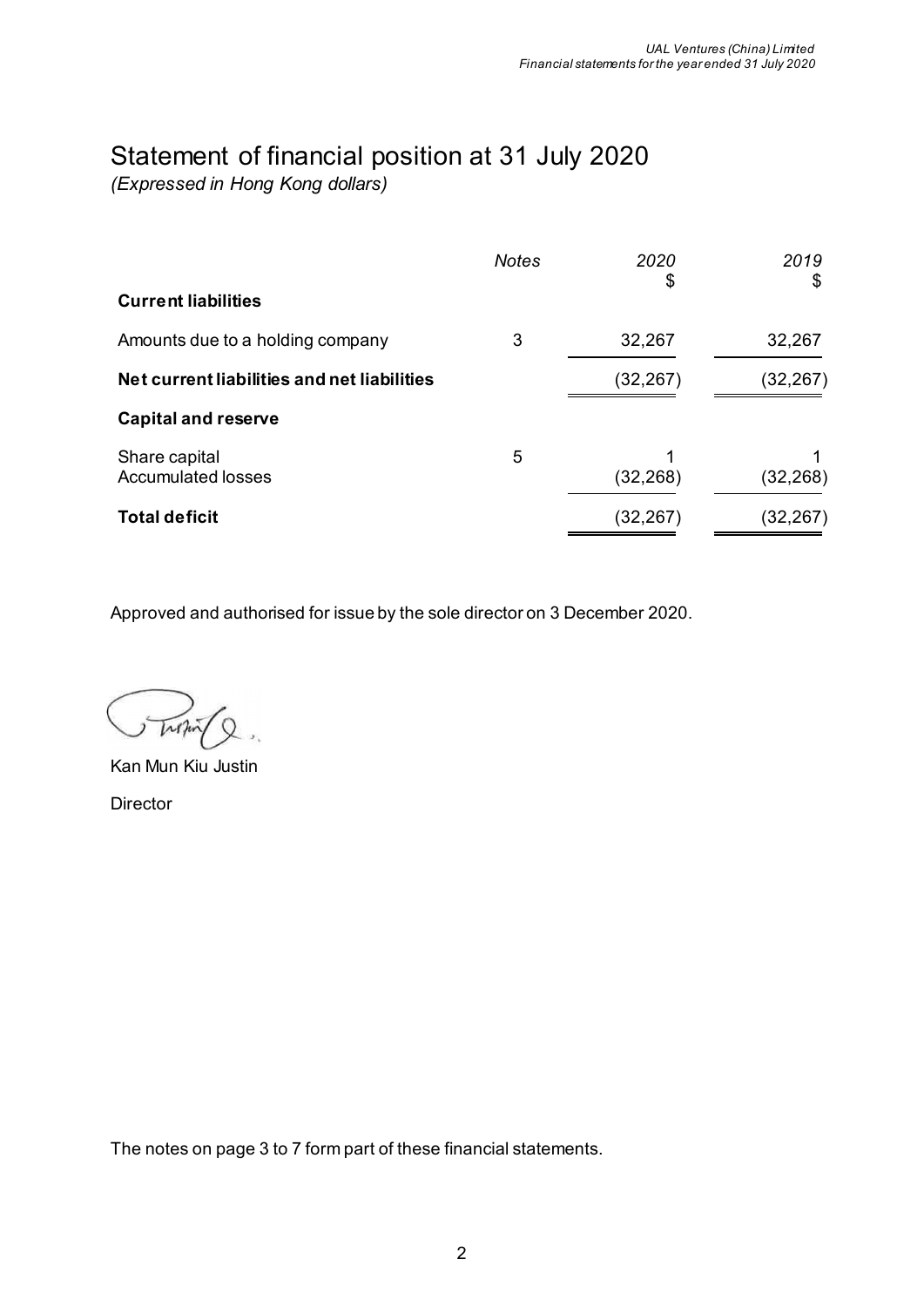# Statement of financial position at 31 July 2020

*(Expressed in Hong Kong dollars)*

| | *Notes* | *2020* $ | *2019* $ |
|---|---|---|---|
| **Current liabilities** | | | |
| Amounts due to a holding company | 3 | 32,267 | 32,267 |
| **Net current liabilities and net liabilities** | | (32,267) | (32,267) |
| **Capital and reserve** | | | |
| Share capital | 5 | 1 | 1 |
| Accumulated losses | | (32,268) | (32,268) |
| **Total deficit** | | (32,267) | (32,267) |

Approved and authorised for issue by the sole director on 3 December 2020.

Kan Mun Kiu Justin

Director

The notes on page 3 to 7 form part of these financial statements.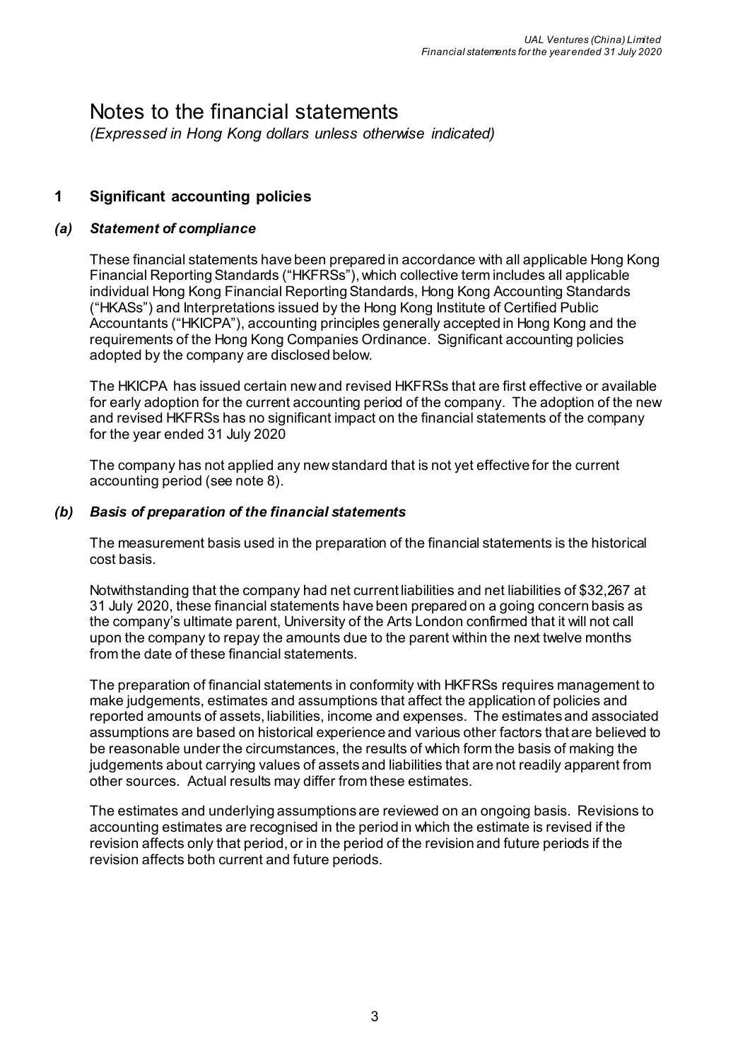# Notes to the financial statements

*(Expressed in Hong Kong dollars unless otherwise indicated)*

## 1 Significant accounting policies

### *(a) Statement of compliance*

These financial statements have been prepared in accordance with all applicable Hong Kong Financial Reporting Standards ("HKFRSs"), which collective term includes all applicable individual Hong Kong Financial Reporting Standards, Hong Kong Accounting Standards ("HKASs") and Interpretations issued by the Hong Kong Institute of Certified Public Accountants ("HKICPA"), accounting principles generally accepted in Hong Kong and the requirements of the Hong Kong Companies Ordinance. Significant accounting policies adopted by the company are disclosed below.

The HKICPA has issued certain new and revised HKFRSs that are first effective or available for early adoption for the current accounting period of the company. The adoption of the new and revised HKFRSs has no significant impact on the financial statements of the company for the year ended 31 July 2020

The company has not applied any new standard that is not yet effective for the current accounting period (see note 8).

### *(b) Basis of preparation of the financial statements*

The measurement basis used in the preparation of the financial statements is the historical cost basis.

Notwithstanding that the company had net current liabilities and net liabilities of $32,267 at 31 July 2020, these financial statements have been prepared on a going concern basis as the company's ultimate parent, University of the Arts London confirmed that it will not call upon the company to repay the amounts due to the parent within the next twelve months from the date of these financial statements.

The preparation of financial statements in conformity with HKFRSs requires management to make judgements, estimates and assumptions that affect the application of policies and reported amounts of assets, liabilities, income and expenses. The estimates and associated assumptions are based on historical experience and various other factors that are believed to be reasonable under the circumstances, the results of which form the basis of making the judgements about carrying values of assets and liabilities that are not readily apparent from other sources. Actual results may differ from these estimates.

The estimates and underlying assumptions are reviewed on an ongoing basis. Revisions to accounting estimates are recognised in the period in which the estimate is revised if the revision affects only that period, or in the period of the revision and future periods if the revision affects both current and future periods.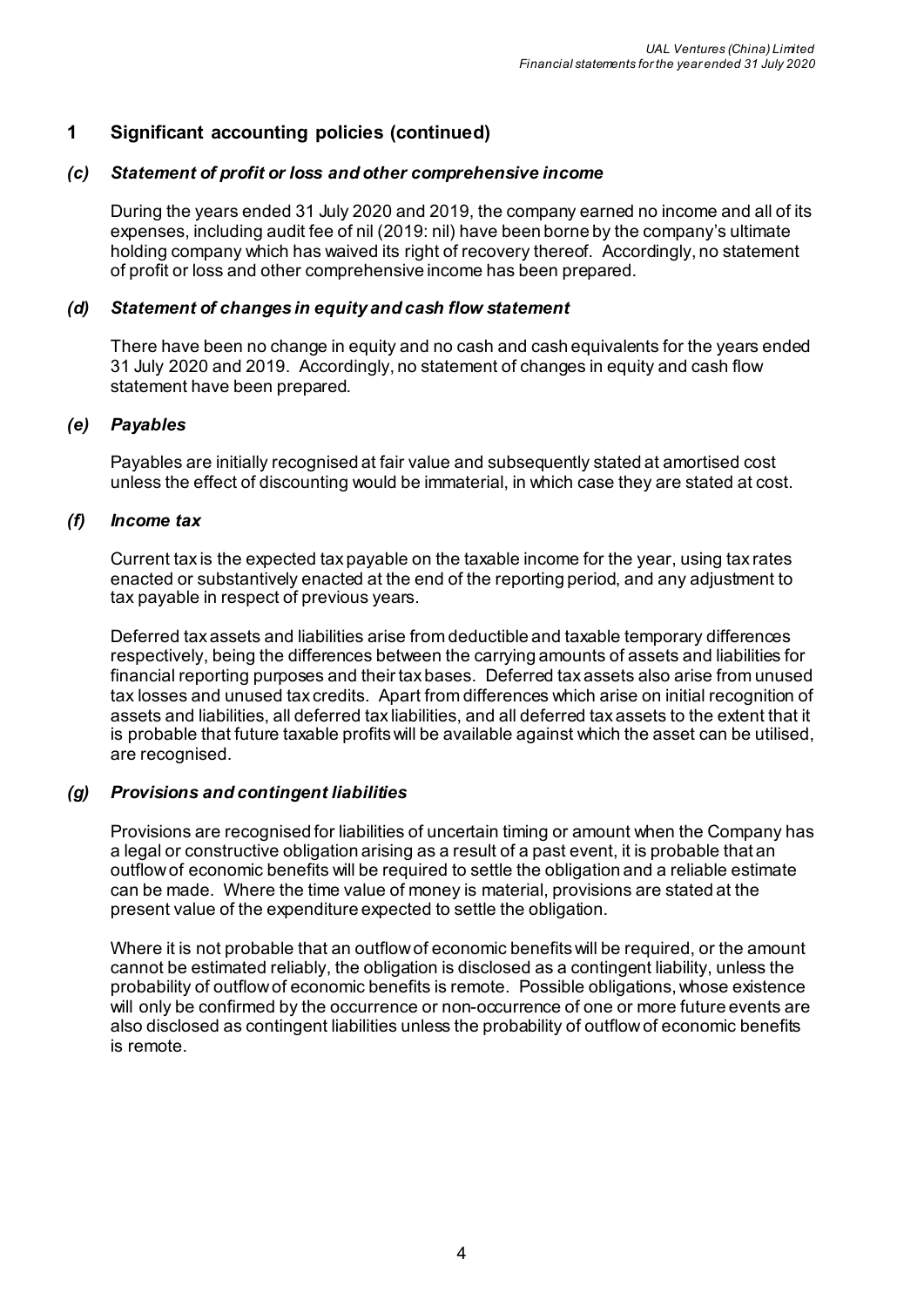## 1 Significant accounting policies (continued)

### *(c) Statement of profit or loss and other comprehensive income*

During the years ended 31 July 2020 and 2019, the company earned no income and all of its expenses, including audit fee of nil (2019: nil) have been borne by the company's ultimate holding company which has waived its right of recovery thereof. Accordingly, no statement of profit or loss and other comprehensive income has been prepared.

### *(d) Statement of changes in equity and cash flow statement*

There have been no change in equity and no cash and cash equivalents for the years ended 31 July 2020 and 2019. Accordingly, no statement of changes in equity and cash flow statement have been prepared.

### *(e) Payables*

Payables are initially recognised at fair value and subsequently stated at amortised cost unless the effect of discounting would be immaterial, in which case they are stated at cost.

### *(f) Income tax*

Current tax is the expected tax payable on the taxable income for the year, using tax rates enacted or substantively enacted at the end of the reporting period, and any adjustment to tax payable in respect of previous years.

Deferred tax assets and liabilities arise from deductible and taxable temporary differences respectively, being the differences between the carrying amounts of assets and liabilities for financial reporting purposes and their tax bases. Deferred tax assets also arise from unused tax losses and unused tax credits. Apart from differences which arise on initial recognition of assets and liabilities, all deferred tax liabilities, and all deferred tax assets to the extent that it is probable that future taxable profits will be available against which the asset can be utilised, are recognised.

### *(g) Provisions and contingent liabilities*

Provisions are recognised for liabilities of uncertain timing or amount when the Company has a legal or constructive obligation arising as a result of a past event, it is probable that an outflow of economic benefits will be required to settle the obligation and a reliable estimate can be made. Where the time value of money is material, provisions are stated at the present value of the expenditure expected to settle the obligation.

Where it is not probable that an outflow of economic benefits will be required, or the amount cannot be estimated reliably, the obligation is disclosed as a contingent liability, unless the probability of outflow of economic benefits is remote. Possible obligations, whose existence will only be confirmed by the occurrence or non-occurrence of one or more future events are also disclosed as contingent liabilities unless the probability of outflow of economic benefits is remote.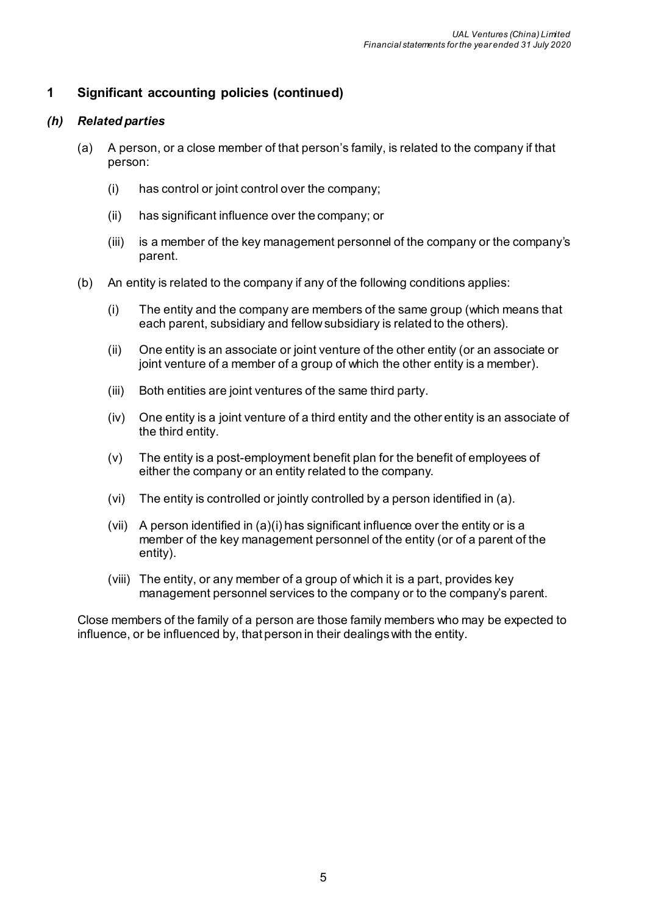## 1 Significant accounting policies (continued)

### *(h) Related parties*

(a) A person, or a close member of that person's family, is related to the company if that person:

  (i) has control or joint control over the company;

  (ii) has significant influence over the company; or

  (iii) is a member of the key management personnel of the company or the company's parent.

(b) An entity is related to the company if any of the following conditions applies:

  (i) The entity and the company are members of the same group (which means that each parent, subsidiary and fellow subsidiary is related to the others).

  (ii) One entity is an associate or joint venture of the other entity (or an associate or joint venture of a member of a group of which the other entity is a member).

  (iii) Both entities are joint ventures of the same third party.

  (iv) One entity is a joint venture of a third entity and the other entity is an associate of the third entity.

  (v) The entity is a post-employment benefit plan for the benefit of employees of either the company or an entity related to the company.

  (vi) The entity is controlled or jointly controlled by a person identified in (a).

  (vii) A person identified in (a)(i) has significant influence over the entity or is a member of the key management personnel of the entity (or of a parent of the entity).

  (viii) The entity, or any member of a group of which it is a part, provides key management personnel services to the company or to the company's parent.

Close members of the family of a person are those family members who may be expected to influence, or be influenced by, that person in their dealings with the entity.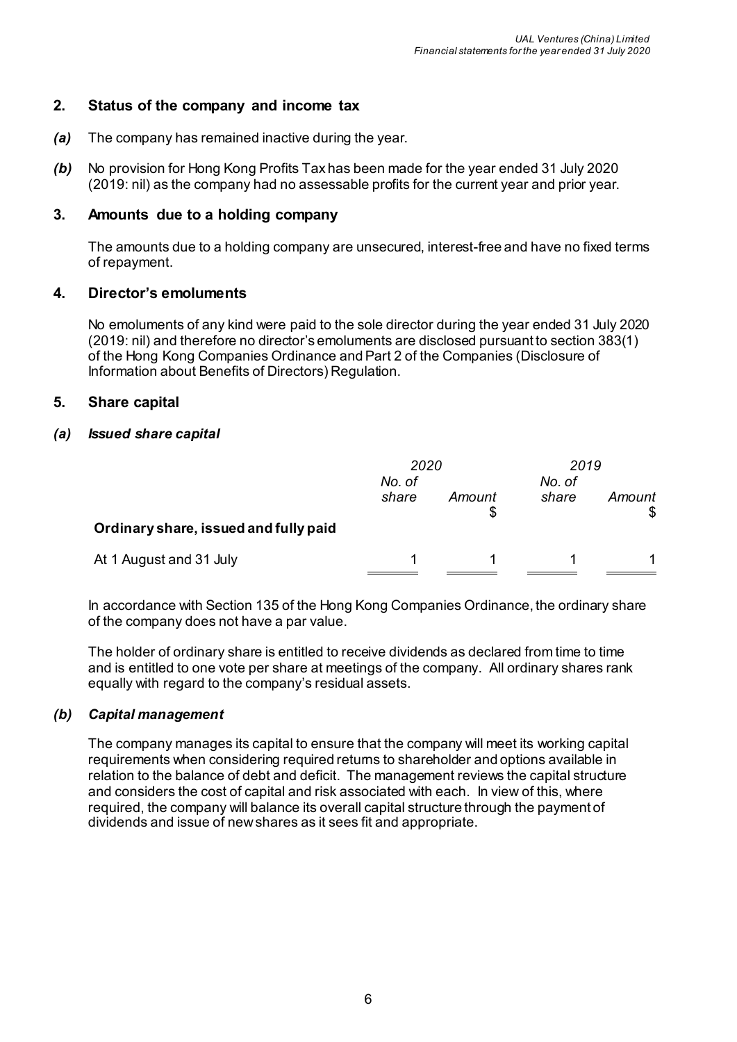## 2. Status of the company and income tax

***(a)*** The company has remained inactive during the year.

***(b)*** No provision for Hong Kong Profits Tax has been made for the year ended 31 July 2020 (2019: nil) as the company had no assessable profits for the current year and prior year.

## 3. Amounts due to a holding company

The amounts due to a holding company are unsecured, interest-free and have no fixed terms of repayment.

## 4. Director's emoluments

No emoluments of any kind were paid to the sole director during the year ended 31 July 2020 (2019: nil) and therefore no director's emoluments are disclosed pursuant to section 383(1) of the Hong Kong Companies Ordinance and Part 2 of the Companies (Disclosure of Information about Benefits of Directors) Regulation.

## 5. Share capital

### *(a) Issued share capital*

| | *2020* | | *2019* | |
|---|---|---|---|---|
| | *No. of share* | *Amount* $ | *No. of share* | *Amount* $ |
| **Ordinary share, issued and fully paid** | | | | |
| At 1 August and 31 July | 1 | 1 | 1 | 1 |

In accordance with Section 135 of the Hong Kong Companies Ordinance, the ordinary share of the company does not have a par value.

The holder of ordinary share is entitled to receive dividends as declared from time to time and is entitled to one vote per share at meetings of the company. All ordinary shares rank equally with regard to the company's residual assets.

### *(b) Capital management*

The company manages its capital to ensure that the company will meet its working capital requirements when considering required returns to shareholder and options available in relation to the balance of debt and deficit. The management reviews the capital structure and considers the cost of capital and risk associated with each. In view of this, where required, the company will balance its overall capital structure through the payment of dividends and issue of new shares as it sees fit and appropriate.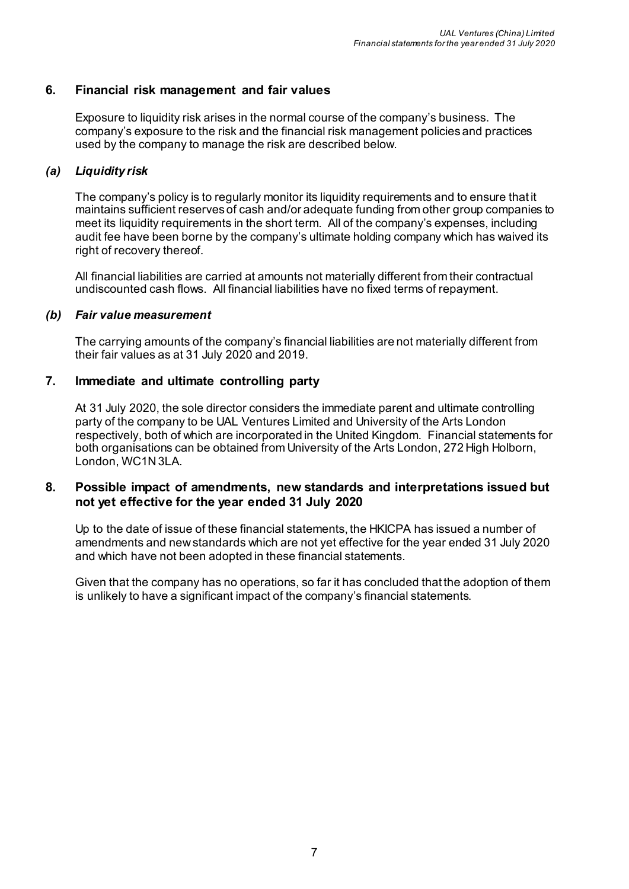## 6. Financial risk management and fair values

Exposure to liquidity risk arises in the normal course of the company's business. The company's exposure to the risk and the financial risk management policies and practices used by the company to manage the risk are described below.

### *(a) Liquidity risk*

The company's policy is to regularly monitor its liquidity requirements and to ensure that it maintains sufficient reserves of cash and/or adequate funding from other group companies to meet its liquidity requirements in the short term. All of the company's expenses, including audit fee have been borne by the company's ultimate holding company which has waived its right of recovery thereof.

All financial liabilities are carried at amounts not materially different from their contractual undiscounted cash flows. All financial liabilities have no fixed terms of repayment.

### *(b) Fair value measurement*

The carrying amounts of the company's financial liabilities are not materially different from their fair values as at 31 July 2020 and 2019.

## 7. Immediate and ultimate controlling party

At 31 July 2020, the sole director considers the immediate parent and ultimate controlling party of the company to be UAL Ventures Limited and University of the Arts London respectively, both of which are incorporated in the United Kingdom. Financial statements for both organisations can be obtained from University of the Arts London, 272 High Holborn, London, WC1N 3LA.

## 8. Possible impact of amendments, new standards and interpretations issued but not yet effective for the year ended 31 July 2020

Up to the date of issue of these financial statements, the HKICPA has issued a number of amendments and new standards which are not yet effective for the year ended 31 July 2020 and which have not been adopted in these financial statements.

Given that the company has no operations, so far it has concluded that the adoption of them is unlikely to have a significant impact of the company's financial statements.